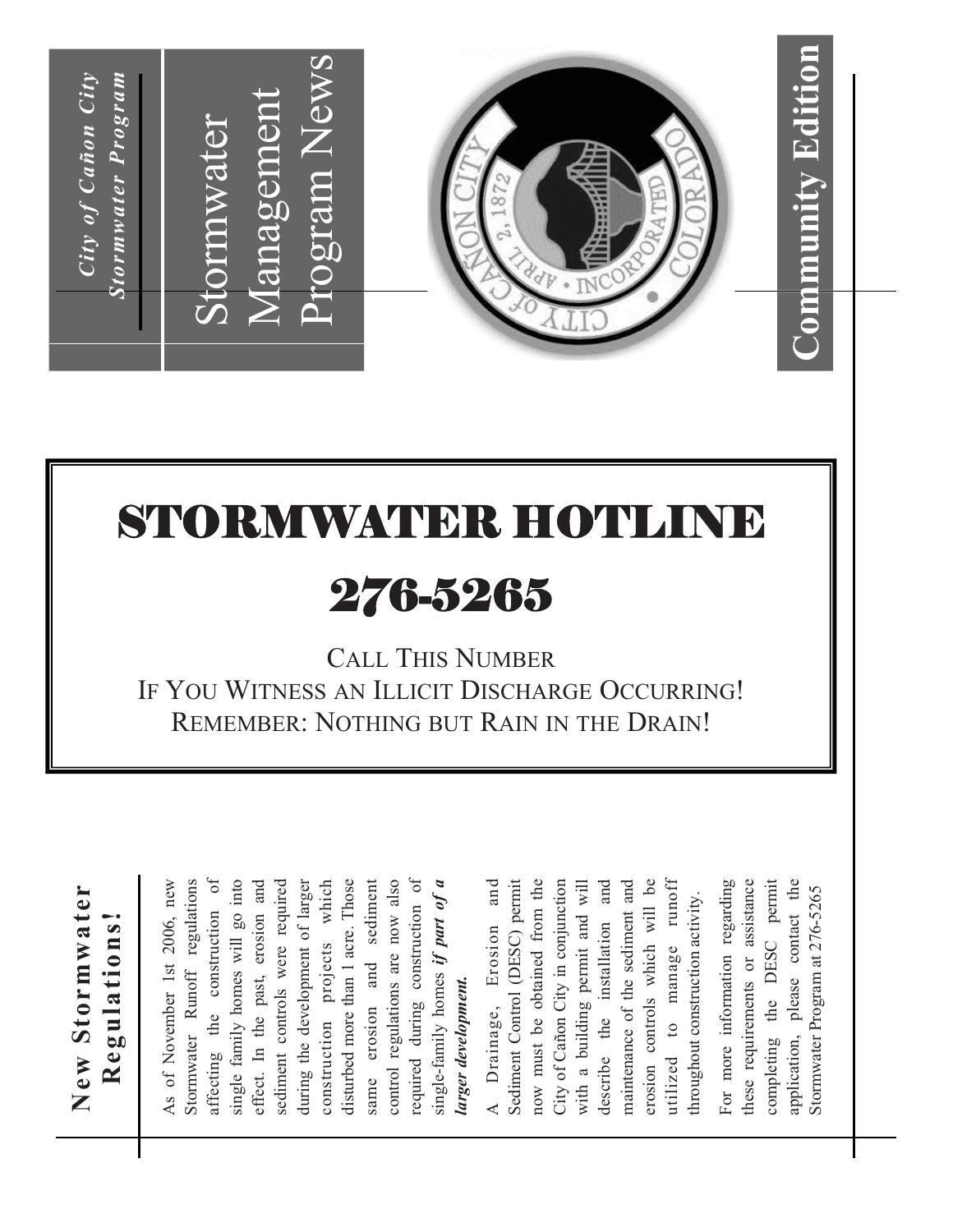*City of Cañon City*
*Stormwater Program*

# Stormwater Management Program News

**Community Edition**

# STORMWATER HOTLINE

# 276-5265

CALL THIS NUMBER
IF YOU WITNESS AN ILLICIT DISCHARGE OCCURRING!
REMEMBER: NOTHING BUT RAIN IN THE DRAIN!

## New Stormwater Regulations!

As of November 1st 2006, new Stormwater Runoff regulations affecting the construction of single family homes will go into effect. In the past, erosion and sediment controls were required during the development of larger construction projects which disturbed more than 1 acre. Those same erosion and sediment control regulations are now also required during construction of single-family homes ***if part of a larger development.***

A Drainage, Erosion and Sediment Control (DESC) permit now must be obtained from the City of Cañon City in conjunction with a building permit and will describe the installation and maintenance of the sediment and erosion controls which will be utilized to manage runoff throughout construction activity.

For more information regarding these requirements or assistance completing the DESC permit application, please contact the Stormwater Program at 276-5265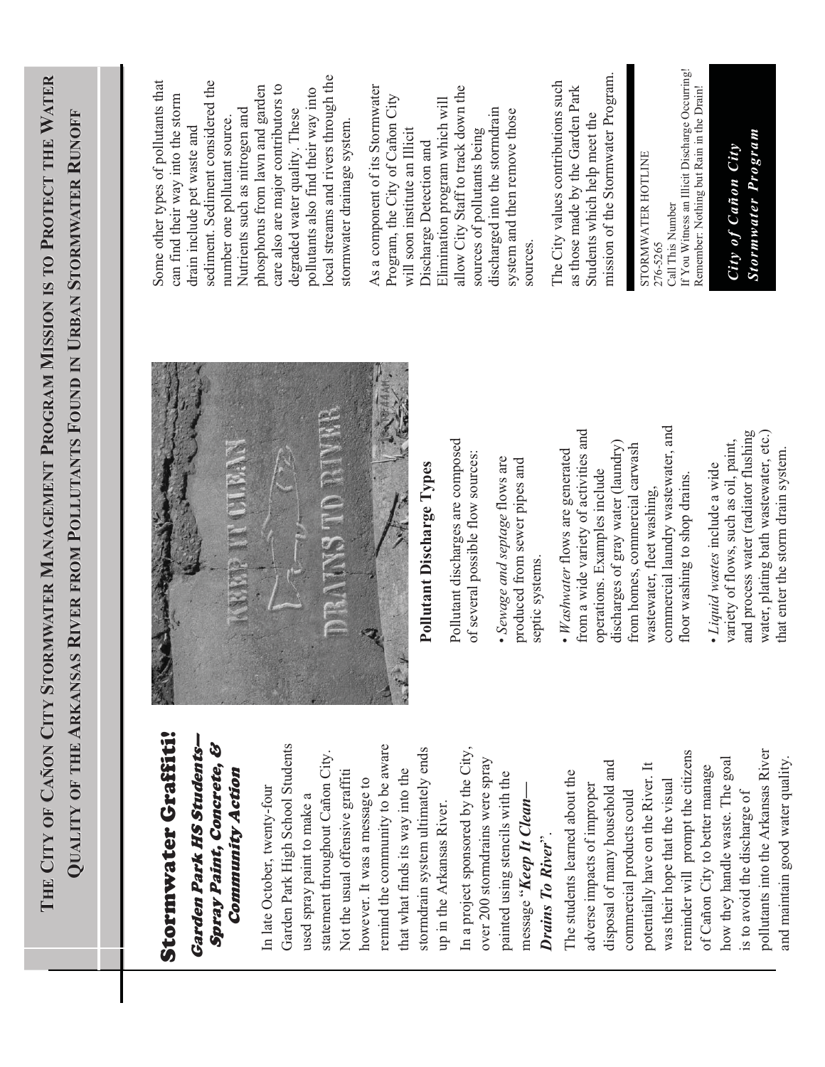# The City of Cañon City Stormwater Management Program Mission is to Protect the Water Quality of the Arkansas River from Pollutants Found in Urban Stormwater Runoff

## Stormwater Graffiti!

### *Garden Park HS Students—Spray Paint, Concrete, & Community Action*

In late October, twenty-four Garden Park High School Students used spray paint to make a statement throughout Cañon City. Not the usual offensive graffiti however. It was a message to remind the community to be aware that what finds its way into the stormdrain system ultimately ends up in the Arkansas River.

In a project sponsored by the City, over 200 stormdrains were spray painted using stencils with the message "***Keep It Clean—Drains To River***".

The students learned about the adverse impacts of improper disposal of many household and commercial products could potentially have on the River. It was their hope that the visual reminder will prompt the citizens of Cañon City to better manage how they handle waste. The goal is to avoid the discharge of pollutants into the Arkansas River and maintain good water quality.

KEEP IT CLEAN
DRAINS TO RIVER

### Pollutant Discharge Types

Pollutant discharges are composed of several possible flow sources:

- *Sewage and septage* flows are produced from sewer pipes and septic systems.
- *Washwater* flows are generated from a wide variety of activities and operations. Examples include discharges of gray water (laundry) from homes, commercial carwash wastewater, fleet washing, commercial laundry wastewater, and floor washing to shop drains.
- *Liquid wastes* include a wide variety of flows, such as oil, paint, and process water (radiator flushing water, plating bath wastewater, etc.) that enter the storm drain system.

Some other types of pollutants that can find their way into the storm drain include pet waste and sediment. Sediment considered the number one pollutant source. Nutrients such as nitrogen and phosphorus from lawn and garden care also are major contributors to degraded water quality. These pollutants also find their way into local streams and rivers through the stormwater drainage system.

As a component of its Stormwater Program, the City of Cañon City will soon institute an Illicit Discharge Detection and Elimination program which will allow City Staff to track down the sources of pollutants being discharged into the stormdrain system and then remove those sources.

The City values contributions such as those made by the Garden Park Students which help meet the mission of the Stormwater Program.

STORMWATER HOTLINE
276-5265
Call This Number
If You Witness an Illicit Discharge Occurring!
Remember: Nothing but Rain in the Drain!

***City of Cañon City Stormwater Program***